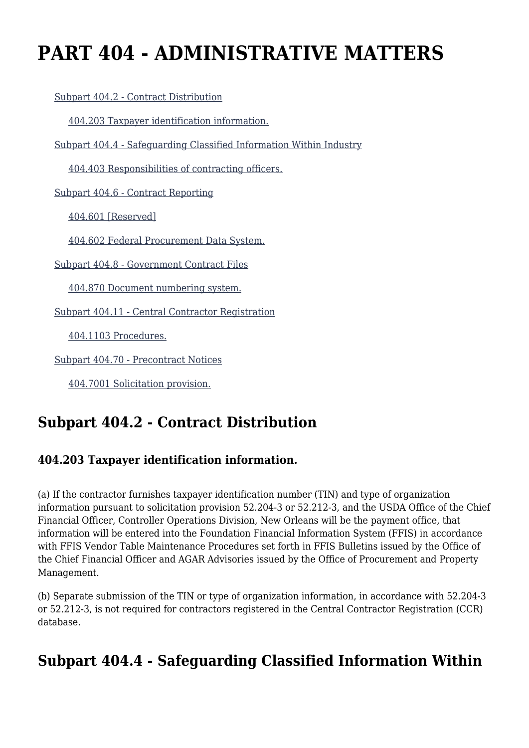# PART 404 - ADMINISTRATIVE MATTERS

- Subpart 404.2 - Contract Distribution
  - 404.203 Taxpayer identification information.
- Subpart 404.4 - Safeguarding Classified Information Within Industry
  - 404.403 Responsibilities of contracting officers.
- Subpart 404.6 - Contract Reporting
  - 404.601 [Reserved]
  - 404.602 Federal Procurement Data System.
- Subpart 404.8 - Government Contract Files
  - 404.870 Document numbering system.
- Subpart 404.11 - Central Contractor Registration
  - 404.1103 Procedures.
- Subpart 404.70 - Precontract Notices
  - 404.7001 Solicitation provision.

## Subpart 404.2 - Contract Distribution

### 404.203 Taxpayer identification information.

(a) If the contractor furnishes taxpayer identification number (TIN) and type of organization information pursuant to solicitation provision 52.204-3 or 52.212-3, and the USDA Office of the Chief Financial Officer, Controller Operations Division, New Orleans will be the payment office, that information will be entered into the Foundation Financial Information System (FFIS) in accordance with FFIS Vendor Table Maintenance Procedures set forth in FFIS Bulletins issued by the Office of the Chief Financial Officer and AGAR Advisories issued by the Office of Procurement and Property Management.

(b) Separate submission of the TIN or type of organization information, in accordance with 52.204-3 or 52.212-3, is not required for contractors registered in the Central Contractor Registration (CCR) database.

## Subpart 404.4 - Safeguarding Classified Information Within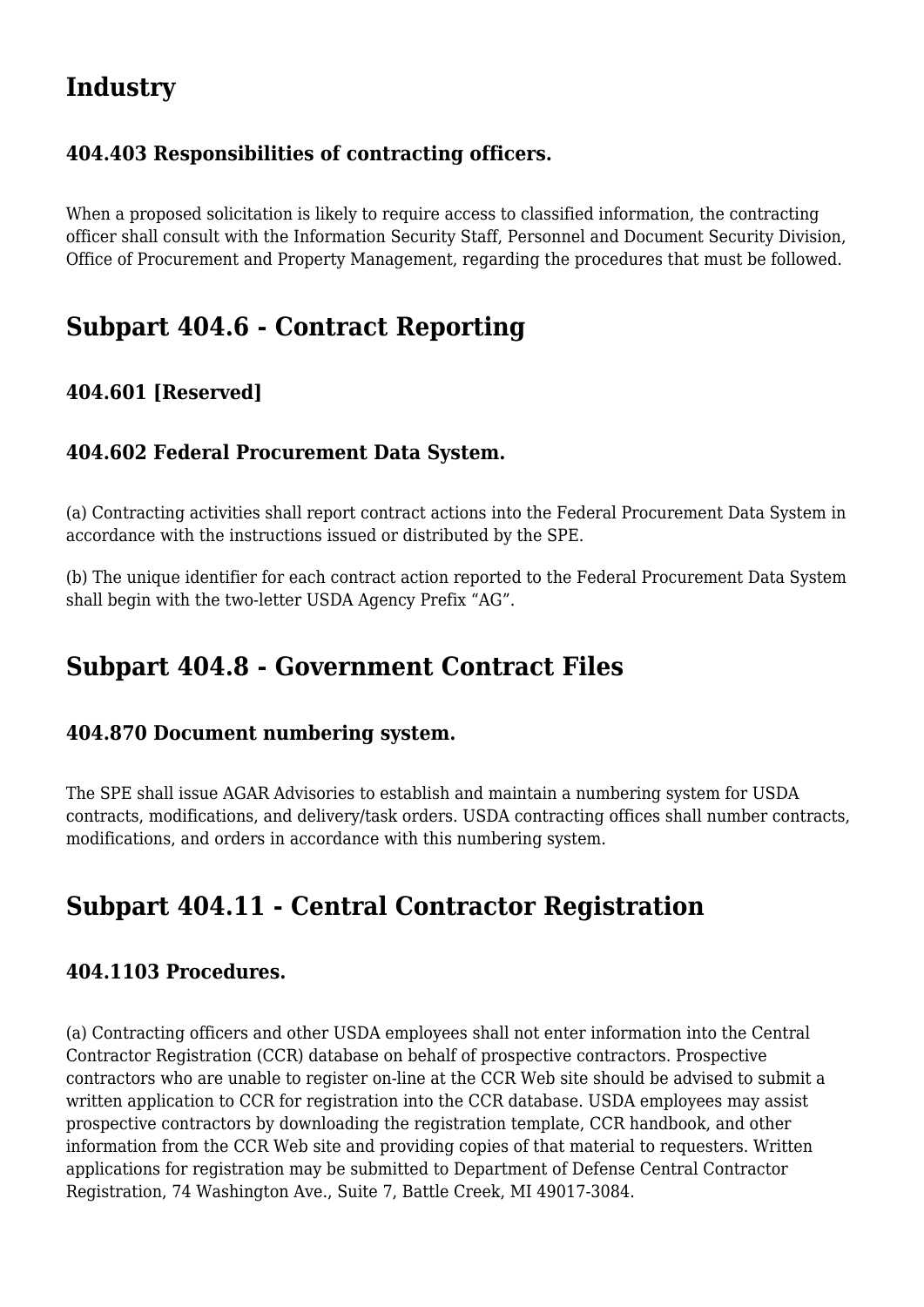## Industry

### 404.403 Responsibilities of contracting officers.

When a proposed solicitation is likely to require access to classified information, the contracting officer shall consult with the Information Security Staff, Personnel and Document Security Division, Office of Procurement and Property Management, regarding the procedures that must be followed.

## Subpart 404.6 - Contract Reporting

### 404.601 [Reserved]

### 404.602 Federal Procurement Data System.

(a) Contracting activities shall report contract actions into the Federal Procurement Data System in accordance with the instructions issued or distributed by the SPE.

(b) The unique identifier for each contract action reported to the Federal Procurement Data System shall begin with the two-letter USDA Agency Prefix “AG”.

## Subpart 404.8 - Government Contract Files

### 404.870 Document numbering system.

The SPE shall issue AGAR Advisories to establish and maintain a numbering system for USDA contracts, modifications, and delivery/task orders. USDA contracting offices shall number contracts, modifications, and orders in accordance with this numbering system.

## Subpart 404.11 - Central Contractor Registration

### 404.1103 Procedures.

(a) Contracting officers and other USDA employees shall not enter information into the Central Contractor Registration (CCR) database on behalf of prospective contractors. Prospective contractors who are unable to register on-line at the CCR Web site should be advised to submit a written application to CCR for registration into the CCR database. USDA employees may assist prospective contractors by downloading the registration template, CCR handbook, and other information from the CCR Web site and providing copies of that material to requesters. Written applications for registration may be submitted to Department of Defense Central Contractor Registration, 74 Washington Ave., Suite 7, Battle Creek, MI 49017-3084.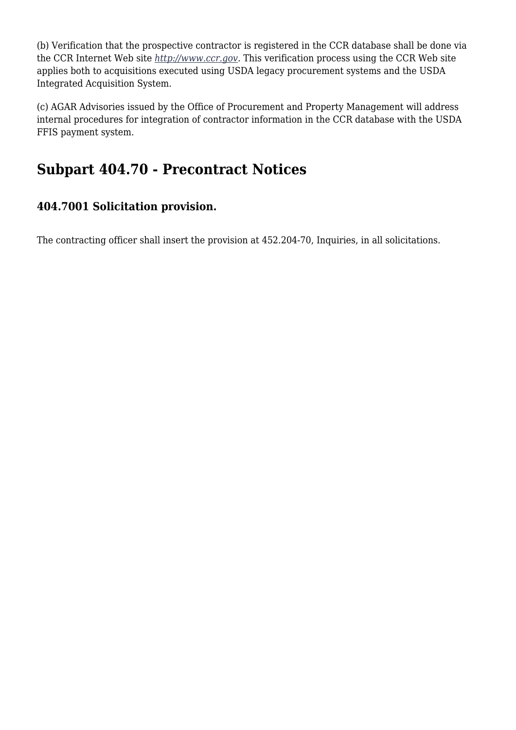(b) Verification that the prospective contractor is registered in the CCR database shall be done via the CCR Internet Web site *http://www.ccr.gov*. This verification process using the CCR Web site applies both to acquisitions executed using USDA legacy procurement systems and the USDA Integrated Acquisition System.

(c) AGAR Advisories issued by the Office of Procurement and Property Management will address internal procedures for integration of contractor information in the CCR database with the USDA FFIS payment system.

## Subpart 404.70 - Precontract Notices

### 404.7001 Solicitation provision.

The contracting officer shall insert the provision at 452.204-70, Inquiries, in all solicitations.